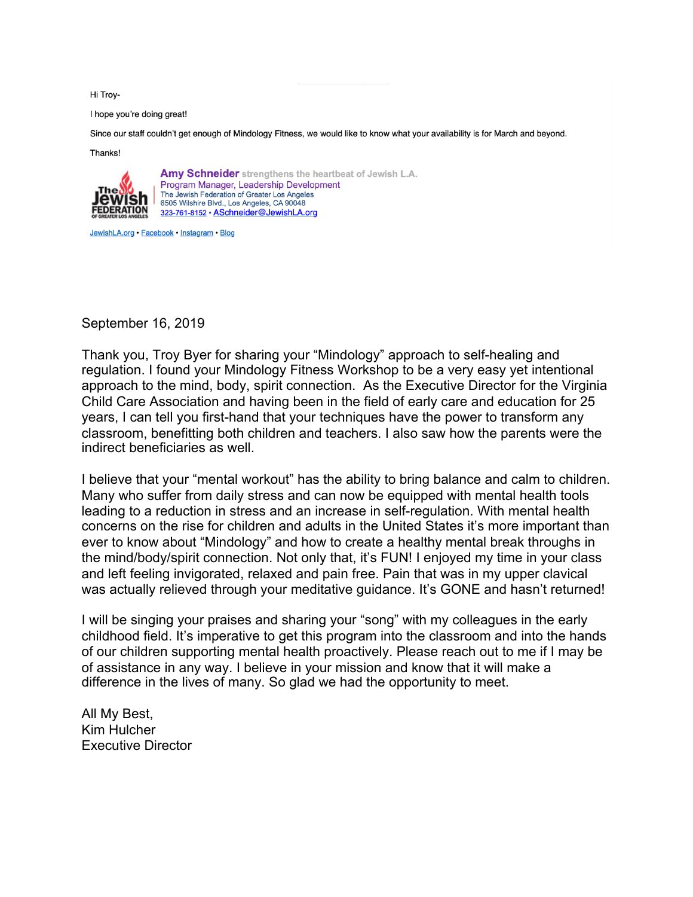Hi Troy-

I hope you're doing great!

Since our staff couldn't get enough of Mindology Fitness, we would like to know what your availability is for March and beyond.

Thanks!

**Amy Schneider** strengthens the heartbeat of Jewish L.A.
Program Manager, Leadership Development
The Jewish Federation of Greater Los Angeles
6505 Wilshire Blvd., Los Angeles, CA 90048
323-761-8152 • ASchneider@JewishLA.org

JewishLA.org • Facebook • Instagram • Blog

September 16, 2019

Thank you, Troy Byer for sharing your "Mindology" approach to self-healing and regulation. I found your Mindology Fitness Workshop to be a very easy yet intentional approach to the mind, body, spirit connection. As the Executive Director for the Virginia Child Care Association and having been in the field of early care and education for 25 years, I can tell you first-hand that your techniques have the power to transform any classroom, benefitting both children and teachers. I also saw how the parents were the indirect beneficiaries as well.

I believe that your "mental workout" has the ability to bring balance and calm to children. Many who suffer from daily stress and can now be equipped with mental health tools leading to a reduction in stress and an increase in self-regulation. With mental health concerns on the rise for children and adults in the United States it's more important than ever to know about "Mindology" and how to create a healthy mental break throughs in the mind/body/spirit connection. Not only that, it's FUN! I enjoyed my time in your class and left feeling invigorated, relaxed and pain free. Pain that was in my upper clavical was actually relieved through your meditative guidance. It's GONE and hasn't returned!

I will be singing your praises and sharing your "song" with my colleagues in the early childhood field. It's imperative to get this program into the classroom and into the hands of our children supporting mental health proactively. Please reach out to me if I may be of assistance in any way. I believe in your mission and know that it will make a difference in the lives of many. So glad we had the opportunity to meet.

All My Best,
Kim Hulcher
Executive Director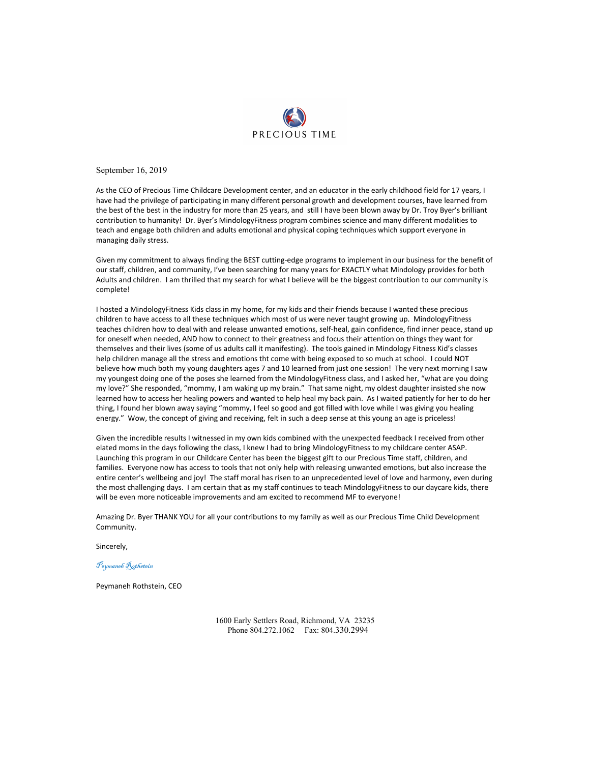PRECIOUS TIME

September 16, 2019

As the CEO of Precious Time Childcare Development center, and an educator in the early childhood field for 17 years, I have had the privilege of participating in many different personal growth and development courses, have learned from the best of the best in the industry for more than 25 years, and still I have been blown away by Dr. Troy Byer's brilliant contribution to humanity! Dr. Byer's MindologyFitness program combines science and many different modalities to teach and engage both children and adults emotional and physical coping techniques which support everyone in managing daily stress.

Given my commitment to always finding the BEST cutting-edge programs to implement in our business for the benefit of our staff, children, and community, I've been searching for many years for EXACTLY what Mindology provides for both Adults and children. I am thrilled that my search for what I believe will be the biggest contribution to our community is complete!

I hosted a MindologyFitness Kids class in my home, for my kids and their friends because I wanted these precious children to have access to all these techniques which most of us were never taught growing up. MindologyFitness teaches children how to deal with and release unwanted emotions, self-heal, gain confidence, find inner peace, stand up for oneself when needed, AND how to connect to their greatness and focus their attention on things they want for themselves and their lives (some of us adults call it manifesting). The tools gained in Mindology Fitness Kid's classes help children manage all the stress and emotions tht come with being exposed to so much at school. I could NOT believe how much both my young daughters ages 7 and 10 learned from just one session! The very next morning I saw my youngest doing one of the poses she learned from the MindologyFitness class, and I asked her, "what are you doing my love?" She responded, "mommy, I am waking up my brain." That same night, my oldest daughter insisted she now learned how to access her healing powers and wanted to help heal my back pain. As I waited patiently for her to do her thing, I found her blown away saying "mommy, I feel so good and got filled with love while I was giving you healing energy." Wow, the concept of giving and receiving, felt in such a deep sense at this young an age is priceless!

Given the incredible results I witnessed in my own kids combined with the unexpected feedback I received from other elated moms in the days following the class, I knew I had to bring MindologyFitness to my childcare center ASAP. Launching this program in our Childcare Center has been the biggest gift to our Precious Time staff, children, and families. Everyone now has access to tools that not only help with releasing unwanted emotions, but also increase the entire center's wellbeing and joy! The staff moral has risen to an unprecedented level of love and harmony, even during the most challenging days. I am certain that as my staff continues to teach MindologyFitness to our daycare kids, there will be even more noticeable improvements and am excited to recommend MF to everyone!

Amazing Dr. Byer THANK YOU for all your contributions to my family as well as our Precious Time Child Development Community.

Sincerely,

*Peymaneh Rothstein*

Peymaneh Rothstein, CEO

1600 Early Settlers Road, Richmond, VA 23235
Phone 804.272.1062 Fax: 804.330.2994